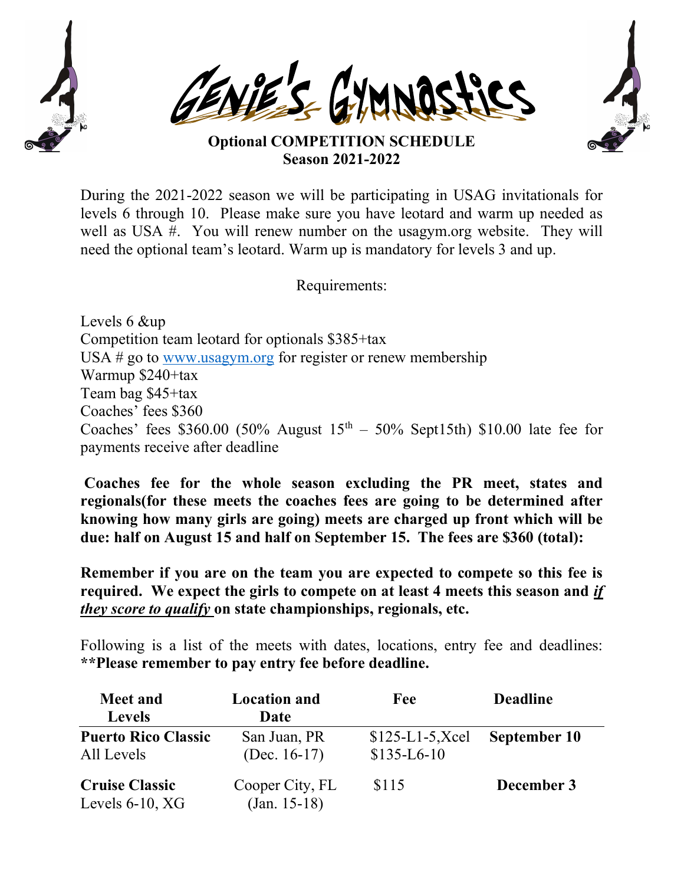# GENIE'S GYMNASTICS

**Optional COMPETITION SCHEDULE**
**Season 2021-2022**

During the 2021-2022 season we will be participating in USAG invitationals for levels 6 through 10. Please make sure you have leotard and warm up needed as well as USA #. You will renew number on the usagym.org website. They will need the optional team's leotard. Warm up is mandatory for levels 3 and up.

Requirements:

Levels 6 &up
Competition team leotard for optionals $385+tax
USA # go to www.usagym.org for register or renew membership
Warmup $240+tax
Team bag $45+tax
Coaches' fees $360
Coaches' fees $360.00 (50% August 15th – 50% Sept15th) $10.00 late fee for payments receive after deadline

**Coaches fee for the whole season excluding the PR meet, states and regionals(for these meets the coaches fees are going to be determined after knowing how many girls are going) meets are charged up front which will be due: half on August 15 and half on September 15. The fees are $360 (total):**

**Remember if you are on the team you are expected to compete so this fee is required. We expect the girls to compete on at least 4 meets this season and *if they score to qualify* on state championships, regionals, etc.**

Following is a list of the meets with dates, locations, entry fee and deadlines: **\*\*Please remember to pay entry fee before deadline.**

| Meet and Levels | Location and Date | Fee | Deadline |
|---|---|---|---|
| **Puerto Rico Classic** All Levels | San Juan, PR (Dec. 16-17) | $125-L1-5,Xcel $135-L6-10 | **September 10** |
| **Cruise Classic** Levels 6-10, XG | Cooper City, FL (Jan. 15-18) | $115 | **December 3** |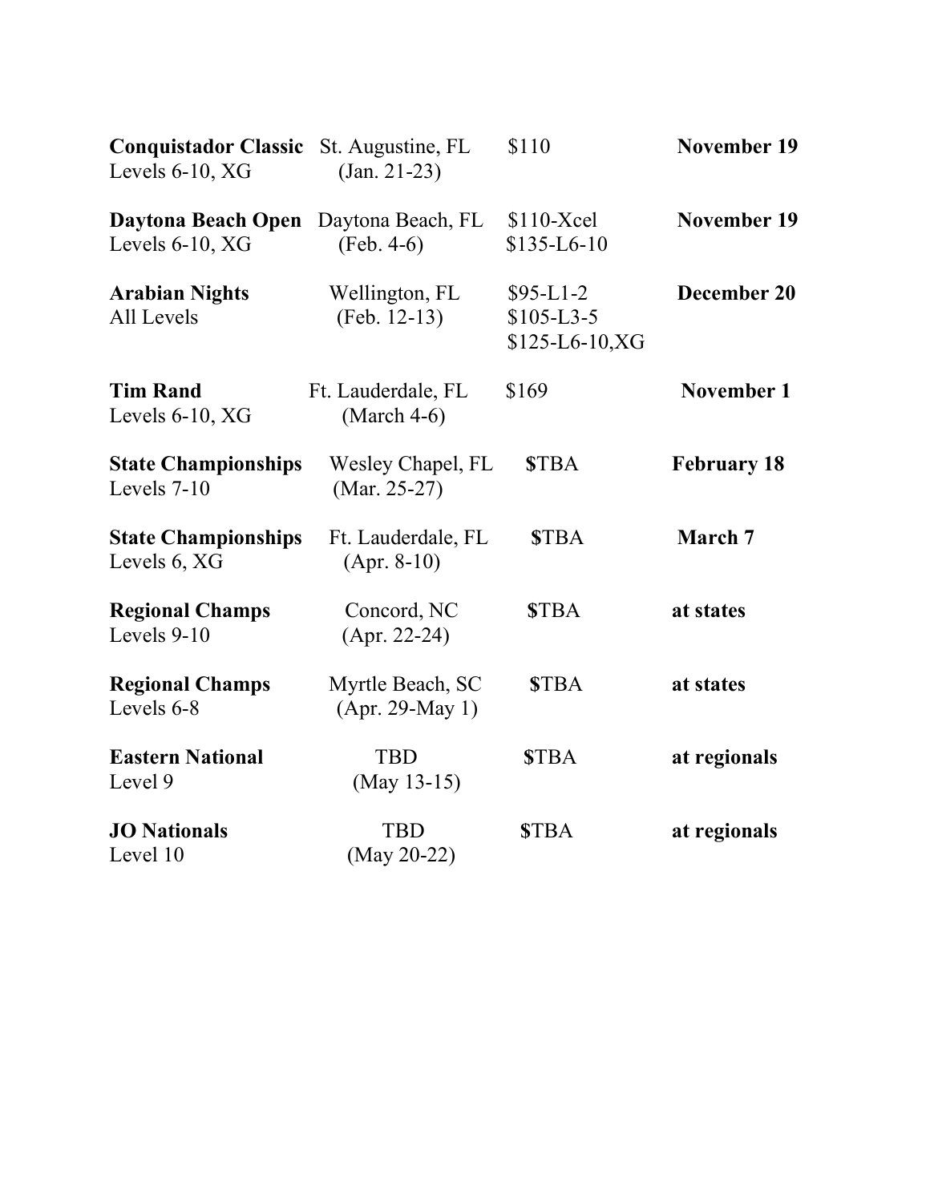| | | | |
|---|---|---|---|
| **Conquistador Classic**<br>Levels 6-10, XG | St. Augustine, FL<br>(Jan. 21-23) | $110 | **November 19** |
| **Daytona Beach Open**<br>Levels 6-10, XG | Daytona Beach, FL<br>(Feb. 4-6) | $110-Xcel<br>$135-L6-10 | **November 19** |
| **Arabian Nights**<br>All Levels | Wellington, FL<br>(Feb. 12-13) | $95-L1-2<br>$105-L3-5<br>$125-L6-10,XG | **December 20** |
| **Tim Rand**<br>Levels 6-10, XG | Ft. Lauderdale, FL<br>(March 4-6) | $169 | **November 1** |
| **State Championships**<br>Levels 7-10 | Wesley Chapel, FL<br>(Mar. 25-27) | **$**TBA | **February 18** |
| **State Championships**<br>Levels 6, XG | Ft. Lauderdale, FL<br>(Apr. 8-10) | **$**TBA | **March 7** |
| **Regional Champs**<br>Levels 9-10 | Concord, NC<br>(Apr. 22-24) | **$**TBA | **at states** |
| **Regional Champs**<br>Levels 6-8 | Myrtle Beach, SC<br>(Apr. 29-May 1) | **$**TBA | **at states** |
| **Eastern National**<br>Level 9 | TBD<br>(May 13-15) | **$**TBA | **at regionals** |
| **JO Nationals**<br>Level 10 | TBD<br>(May 20-22) | **$**TBA | **at regionals** |